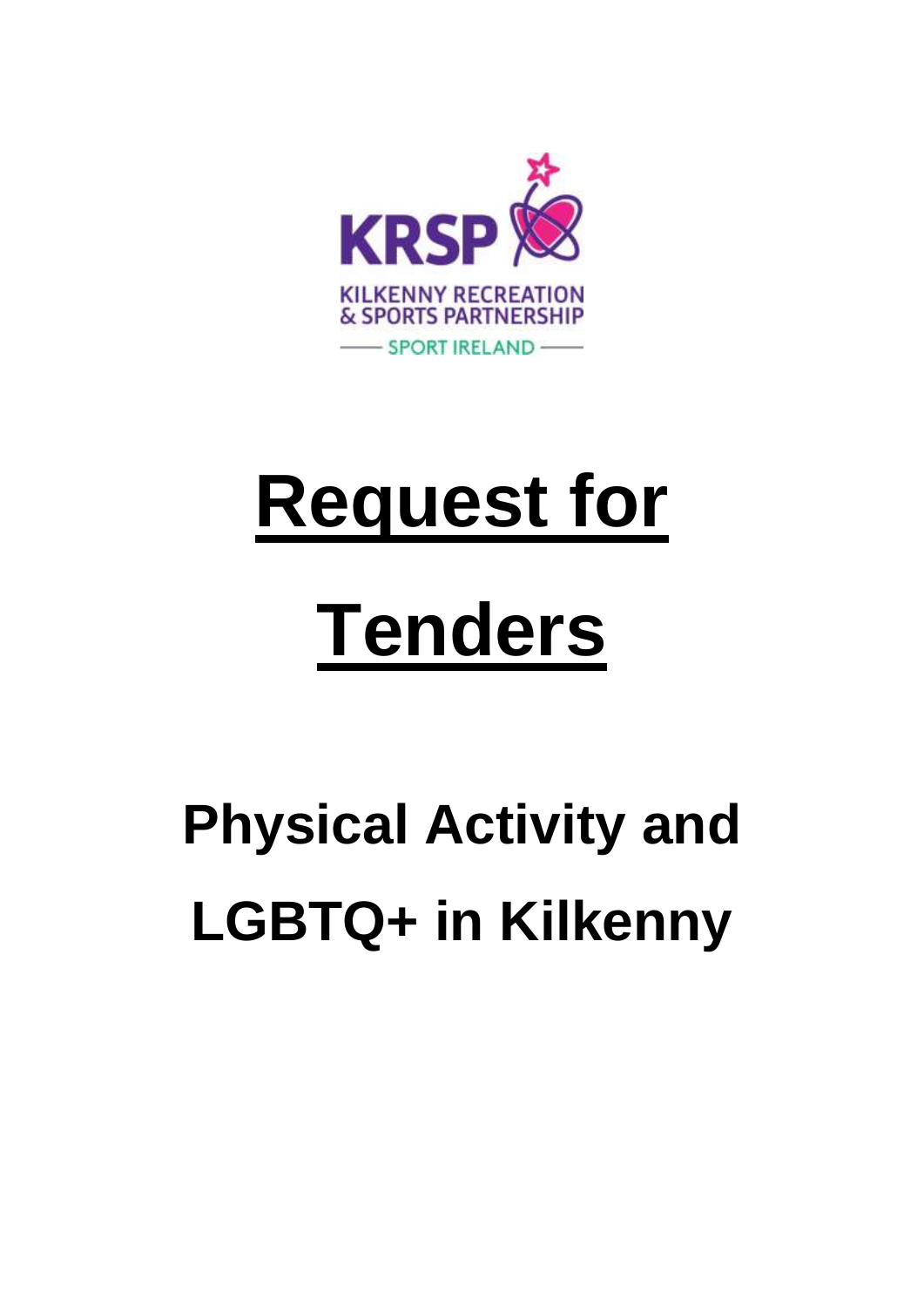KRSP

KILKENNY RECREATION & SPORTS PARTNERSHIP

SPORT IRELAND

# Request for Tenders

## Physical Activity and LGBTQ+ in Kilkenny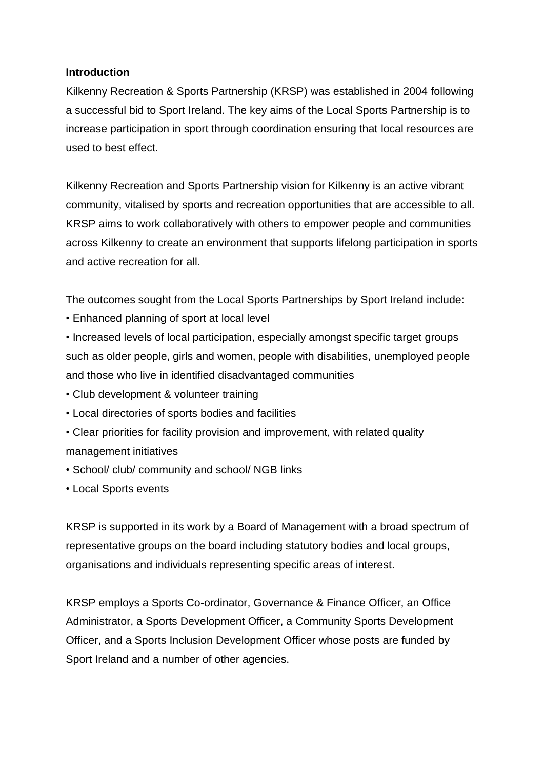**Introduction**

Kilkenny Recreation & Sports Partnership (KRSP) was established in 2004 following a successful bid to Sport Ireland. The key aims of the Local Sports Partnership is to increase participation in sport through coordination ensuring that local resources are used to best effect.

Kilkenny Recreation and Sports Partnership vision for Kilkenny is an active vibrant community, vitalised by sports and recreation opportunities that are accessible to all. KRSP aims to work collaboratively with others to empower people and communities across Kilkenny to create an environment that supports lifelong participation in sports and active recreation for all.

The outcomes sought from the Local Sports Partnerships by Sport Ireland include:

- Enhanced planning of sport at local level
- Increased levels of local participation, especially amongst specific target groups such as older people, girls and women, people with disabilities, unemployed people and those who live in identified disadvantaged communities
- Club development & volunteer training
- Local directories of sports bodies and facilities
- Clear priorities for facility provision and improvement, with related quality management initiatives
- School/ club/ community and school/ NGB links
- Local Sports events

KRSP is supported in its work by a Board of Management with a broad spectrum of representative groups on the board including statutory bodies and local groups, organisations and individuals representing specific areas of interest.

KRSP employs a Sports Co-ordinator, Governance & Finance Officer, an Office Administrator, a Sports Development Officer, a Community Sports Development Officer, and a Sports Inclusion Development Officer whose posts are funded by Sport Ireland and a number of other agencies.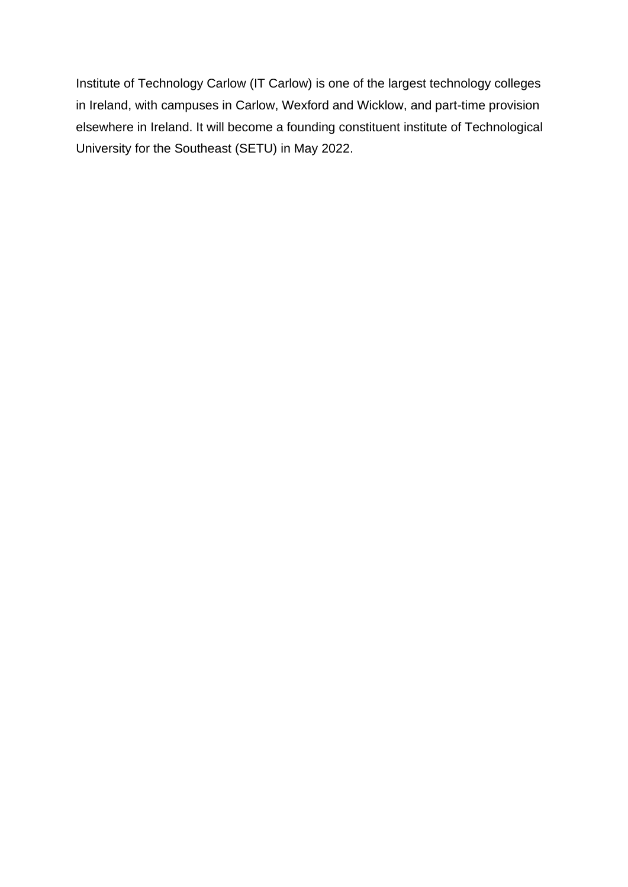Institute of Technology Carlow (IT Carlow) is one of the largest technology colleges in Ireland, with campuses in Carlow, Wexford and Wicklow, and part-time provision elsewhere in Ireland. It will become a founding constituent institute of Technological University for the Southeast (SETU) in May 2022.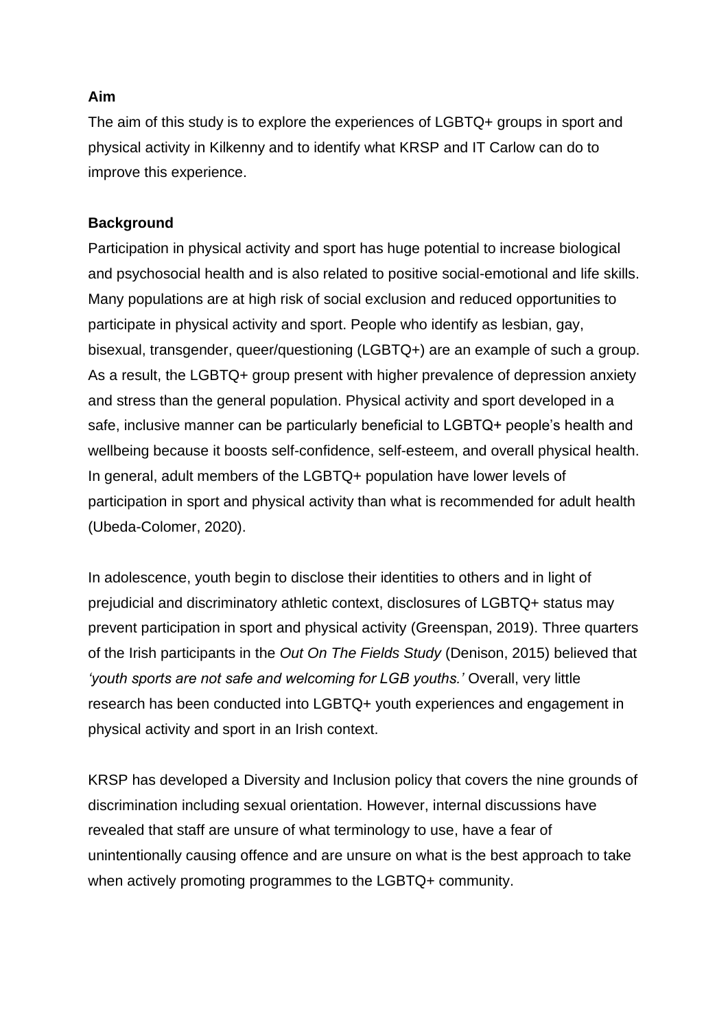**Aim**

The aim of this study is to explore the experiences of LGBTQ+ groups in sport and physical activity in Kilkenny and to identify what KRSP and IT Carlow can do to improve this experience.

**Background**

Participation in physical activity and sport has huge potential to increase biological and psychosocial health and is also related to positive social-emotional and life skills. Many populations are at high risk of social exclusion and reduced opportunities to participate in physical activity and sport. People who identify as lesbian, gay, bisexual, transgender, queer/questioning (LGBTQ+) are an example of such a group. As a result, the LGBTQ+ group present with higher prevalence of depression anxiety and stress than the general population. Physical activity and sport developed in a safe, inclusive manner can be particularly beneficial to LGBTQ+ people's health and wellbeing because it boosts self-confidence, self-esteem, and overall physical health. In general, adult members of the LGBTQ+ population have lower levels of participation in sport and physical activity than what is recommended for adult health (Ubeda-Colomer, 2020).

In adolescence, youth begin to disclose their identities to others and in light of prejudicial and discriminatory athletic context, disclosures of LGBTQ+ status may prevent participation in sport and physical activity (Greenspan, 2019). Three quarters of the Irish participants in the *Out On The Fields Study* (Denison, 2015) believed that *'youth sports are not safe and welcoming for LGB youths.'* Overall, very little research has been conducted into LGBTQ+ youth experiences and engagement in physical activity and sport in an Irish context.

KRSP has developed a Diversity and Inclusion policy that covers the nine grounds of discrimination including sexual orientation. However, internal discussions have revealed that staff are unsure of what terminology to use, have a fear of unintentionally causing offence and are unsure on what is the best approach to take when actively promoting programmes to the LGBTQ+ community.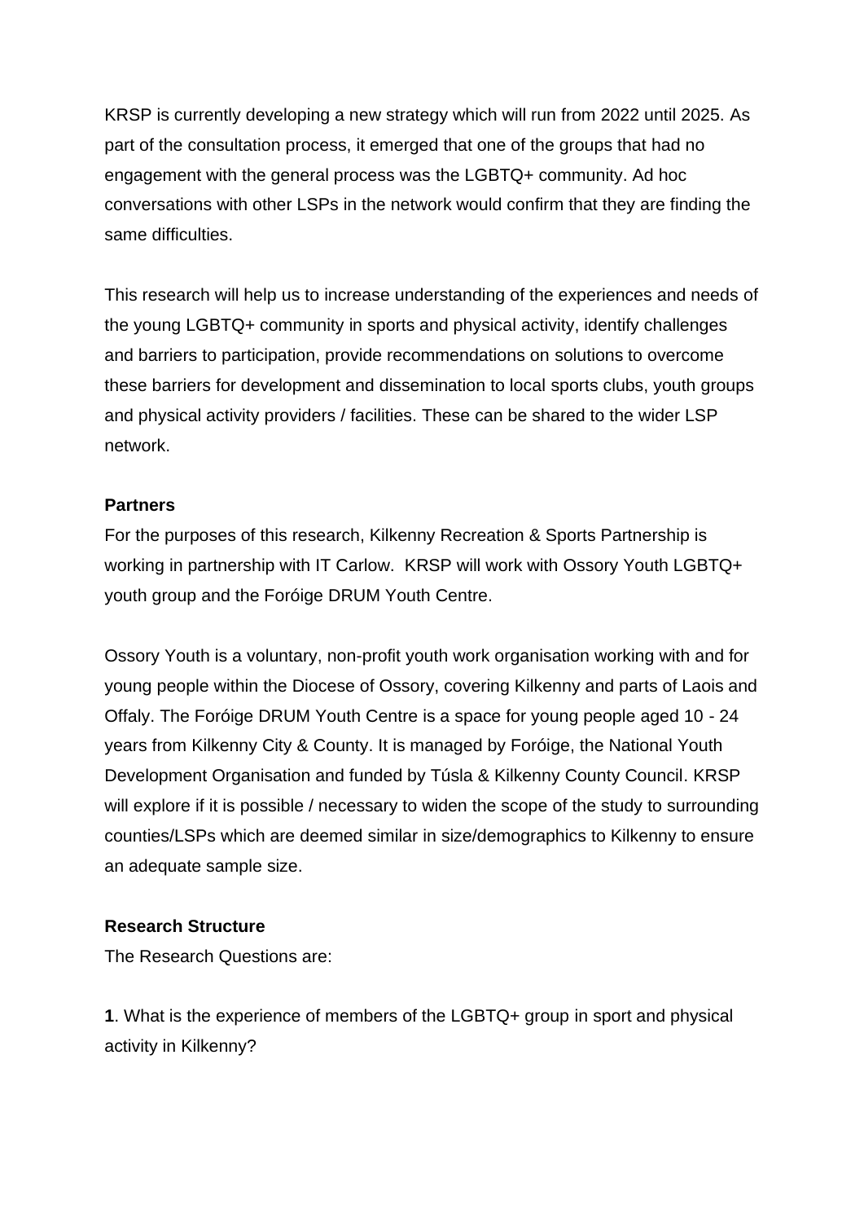KRSP is currently developing a new strategy which will run from 2022 until 2025. As part of the consultation process, it emerged that one of the groups that had no engagement with the general process was the LGBTQ+ community. Ad hoc conversations with other LSPs in the network would confirm that they are finding the same difficulties.

This research will help us to increase understanding of the experiences and needs of the young LGBTQ+ community in sports and physical activity, identify challenges and barriers to participation, provide recommendations on solutions to overcome these barriers for development and dissemination to local sports clubs, youth groups and physical activity providers / facilities. These can be shared to the wider LSP network.

**Partners**

For the purposes of this research, Kilkenny Recreation & Sports Partnership is working in partnership with IT Carlow. KRSP will work with Ossory Youth LGBTQ+ youth group and the Foróige DRUM Youth Centre.

Ossory Youth is a voluntary, non-profit youth work organisation working with and for young people within the Diocese of Ossory, covering Kilkenny and parts of Laois and Offaly. The Foróige DRUM Youth Centre is a space for young people aged 10 - 24 years from Kilkenny City & County. It is managed by Foróige, the National Youth Development Organisation and funded by Túsla & Kilkenny County Council. KRSP will explore if it is possible / necessary to widen the scope of the study to surrounding counties/LSPs which are deemed similar in size/demographics to Kilkenny to ensure an adequate sample size.

**Research Structure**

The Research Questions are:

**1**. What is the experience of members of the LGBTQ+ group in sport and physical activity in Kilkenny?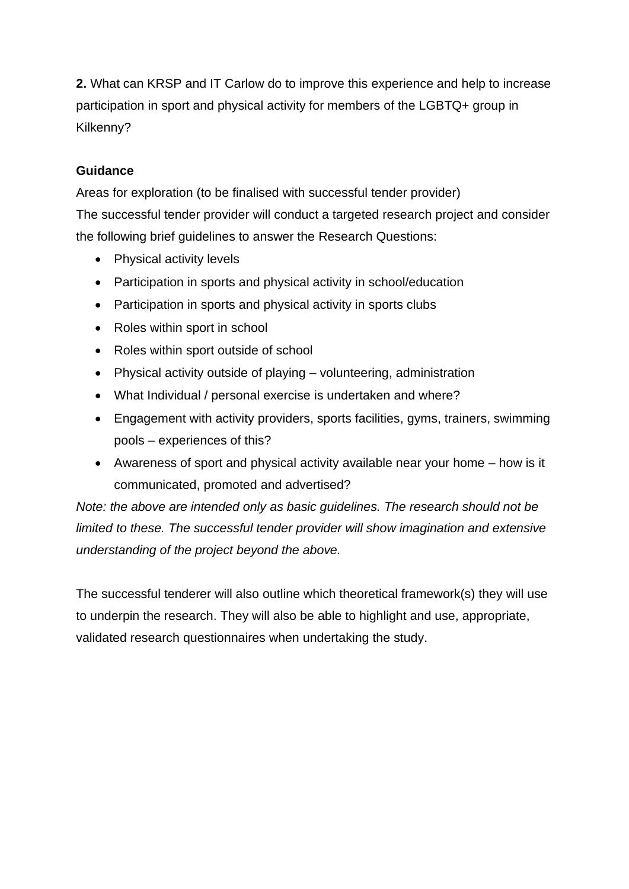**2.** What can KRSP and IT Carlow do to improve this experience and help to increase participation in sport and physical activity for members of the LGBTQ+ group in Kilkenny?

**Guidance**

Areas for exploration (to be finalised with successful tender provider)
The successful tender provider will conduct a targeted research project and consider the following brief guidelines to answer the Research Questions:

- Physical activity levels
- Participation in sports and physical activity in school/education
- Participation in sports and physical activity in sports clubs
- Roles within sport in school
- Roles within sport outside of school
- Physical activity outside of playing – volunteering, administration
- What Individual / personal exercise is undertaken and where?
- Engagement with activity providers, sports facilities, gyms, trainers, swimming pools – experiences of this?
- Awareness of sport and physical activity available near your home – how is it communicated, promoted and advertised?

*Note: the above are intended only as basic guidelines. The research should not be limited to these. The successful tender provider will show imagination and extensive understanding of the project beyond the above.*

The successful tenderer will also outline which theoretical framework(s) they will use to underpin the research. They will also be able to highlight and use, appropriate, validated research questionnaires when undertaking the study.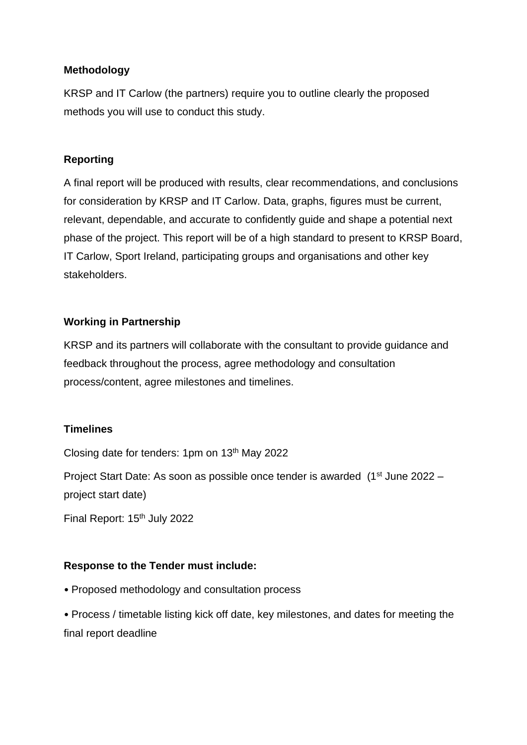**Methodology**

KRSP and IT Carlow (the partners) require you to outline clearly the proposed methods you will use to conduct this study.

**Reporting**

A final report will be produced with results, clear recommendations, and conclusions for consideration by KRSP and IT Carlow. Data, graphs, figures must be current, relevant, dependable, and accurate to confidently guide and shape a potential next phase of the project. This report will be of a high standard to present to KRSP Board, IT Carlow, Sport Ireland, participating groups and organisations and other key stakeholders.

**Working in Partnership**

KRSP and its partners will collaborate with the consultant to provide guidance and feedback throughout the process, agree methodology and consultation process/content, agree milestones and timelines.

**Timelines**

Closing date for tenders: 1pm on 13th May 2022

Project Start Date: As soon as possible once tender is awarded (1st June 2022 – project start date)

Final Report: 15th July 2022

**Response to the Tender must include:**

- Proposed methodology and consultation process
- Process / timetable listing kick off date, key milestones, and dates for meeting the final report deadline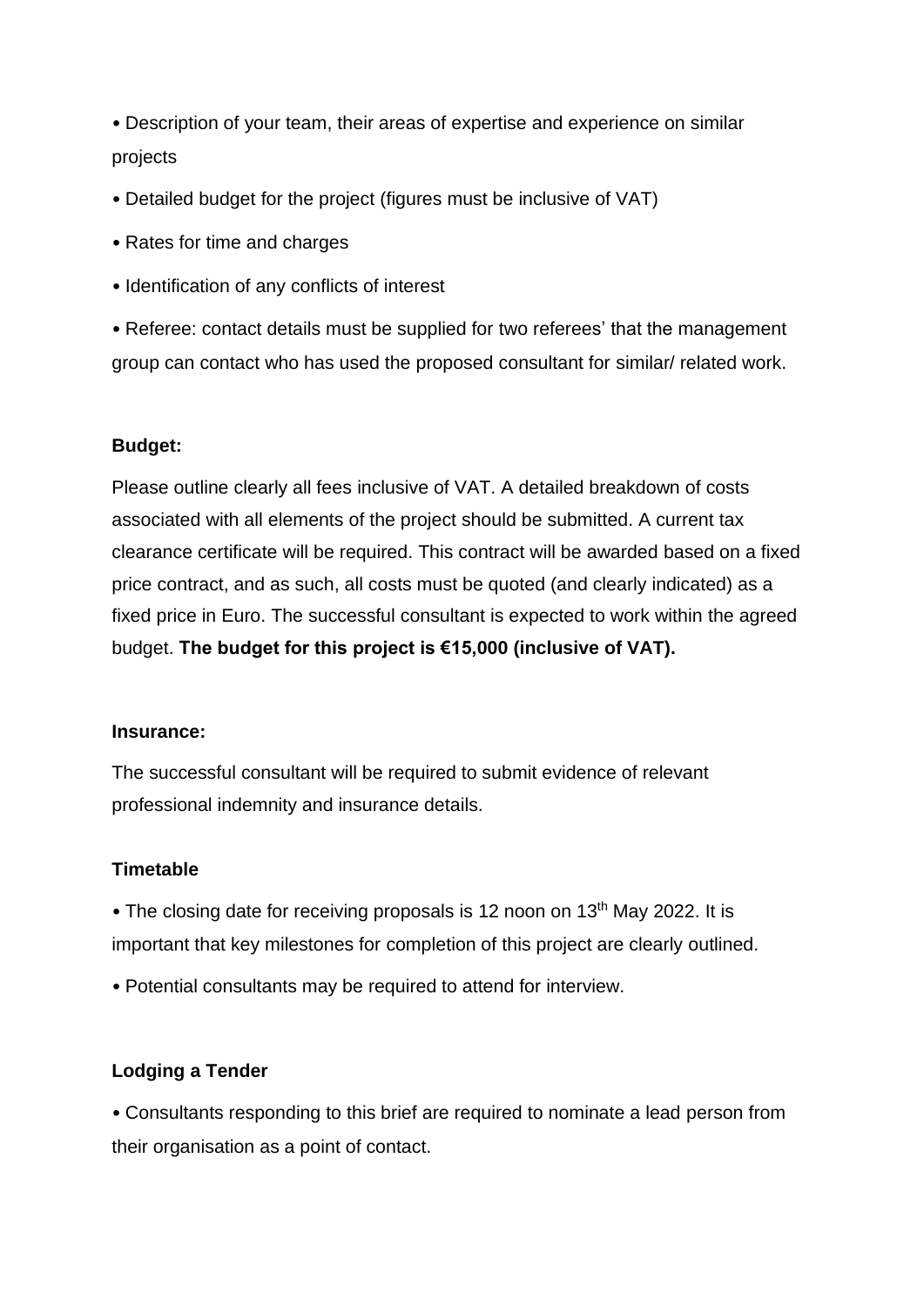- Description of your team, their areas of expertise and experience on similar projects
- Detailed budget for the project (figures must be inclusive of VAT)
- Rates for time and charges
- Identification of any conflicts of interest
- Referee: contact details must be supplied for two referees' that the management group can contact who has used the proposed consultant for similar/ related work.

**Budget:**

Please outline clearly all fees inclusive of VAT. A detailed breakdown of costs associated with all elements of the project should be submitted. A current tax clearance certificate will be required. This contract will be awarded based on a fixed price contract, and as such, all costs must be quoted (and clearly indicated) as a fixed price in Euro. The successful consultant is expected to work within the agreed budget. **The budget for this project is €15,000 (inclusive of VAT).**

**Insurance:**

The successful consultant will be required to submit evidence of relevant professional indemnity and insurance details.

**Timetable**

- The closing date for receiving proposals is 12 noon on 13th May 2022. It is important that key milestones for completion of this project are clearly outlined.
- Potential consultants may be required to attend for interview.

**Lodging a Tender**

- Consultants responding to this brief are required to nominate a lead person from their organisation as a point of contact.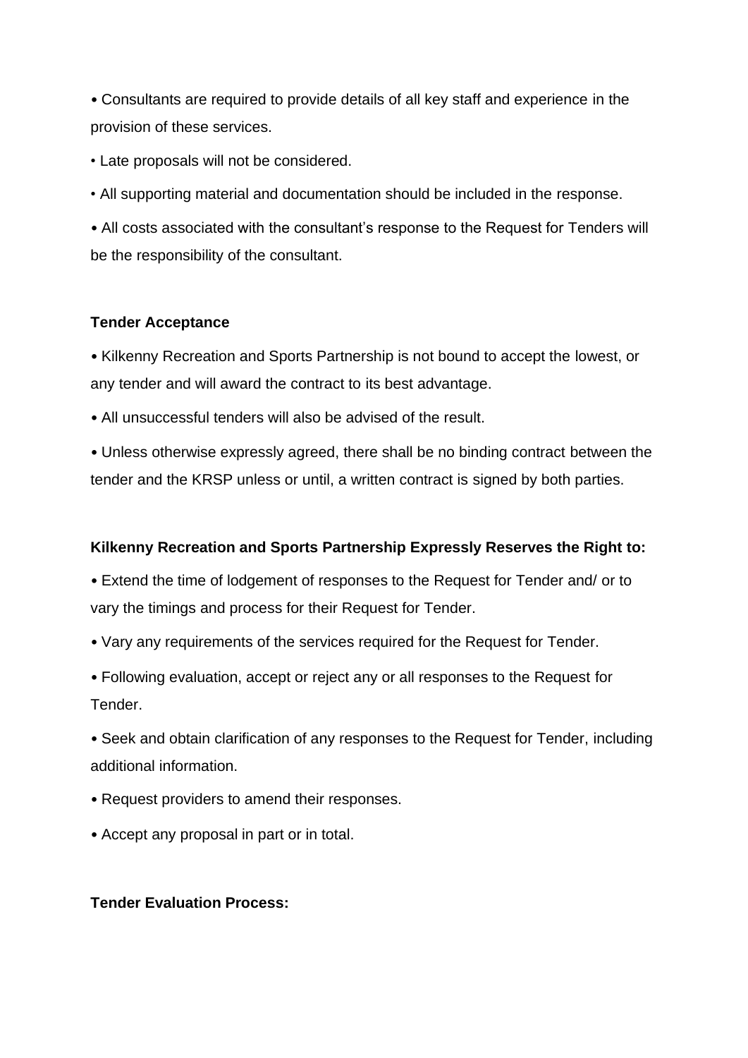- Consultants are required to provide details of all key staff and experience in the provision of these services.
- Late proposals will not be considered.
- All supporting material and documentation should be included in the response.
- All costs associated with the consultant's response to the Request for Tenders will be the responsibility of the consultant.

**Tender Acceptance**

- Kilkenny Recreation and Sports Partnership is not bound to accept the lowest, or any tender and will award the contract to its best advantage.
- All unsuccessful tenders will also be advised of the result.
- Unless otherwise expressly agreed, there shall be no binding contract between the tender and the KRSP unless or until, a written contract is signed by both parties.

**Kilkenny Recreation and Sports Partnership Expressly Reserves the Right to:**

- Extend the time of lodgement of responses to the Request for Tender and/ or to vary the timings and process for their Request for Tender.
- Vary any requirements of the services required for the Request for Tender.
- Following evaluation, accept or reject any or all responses to the Request for Tender.
- Seek and obtain clarification of any responses to the Request for Tender, including additional information.
- Request providers to amend their responses.
- Accept any proposal in part or in total.

**Tender Evaluation Process:**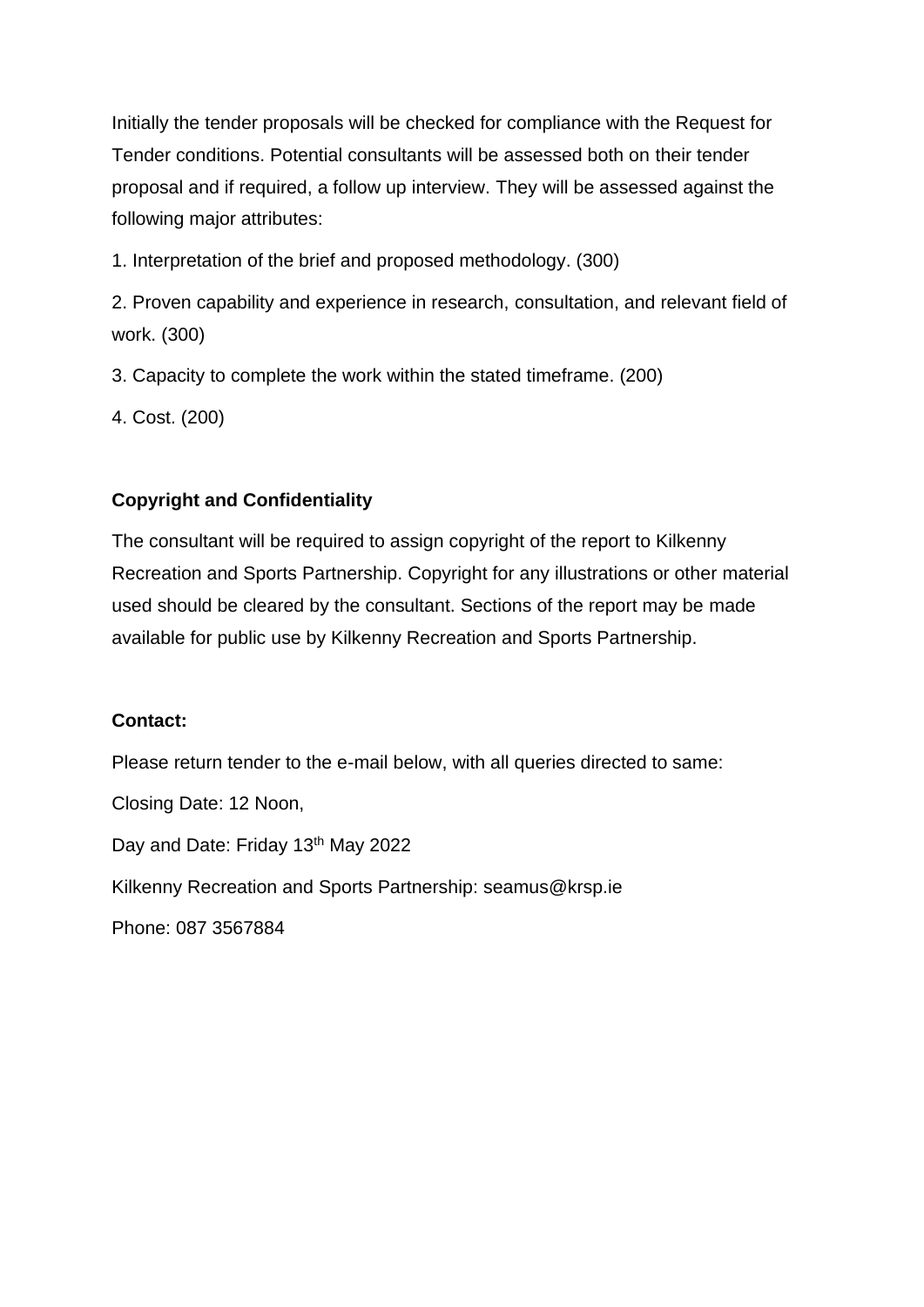Initially the tender proposals will be checked for compliance with the Request for Tender conditions. Potential consultants will be assessed both on their tender proposal and if required, a follow up interview. They will be assessed against the following major attributes:

1. Interpretation of the brief and proposed methodology. (300)

2. Proven capability and experience in research, consultation, and relevant field of work. (300)

3. Capacity to complete the work within the stated timeframe. (200)

4. Cost. (200)

**Copyright and Confidentiality**

The consultant will be required to assign copyright of the report to Kilkenny Recreation and Sports Partnership. Copyright for any illustrations or other material used should be cleared by the consultant. Sections of the report may be made available for public use by Kilkenny Recreation and Sports Partnership.

**Contact:**

Please return tender to the e-mail below, with all queries directed to same:

Closing Date: 12 Noon,

Day and Date: Friday 13th May 2022

Kilkenny Recreation and Sports Partnership: seamus@krsp.ie

Phone: 087 3567884